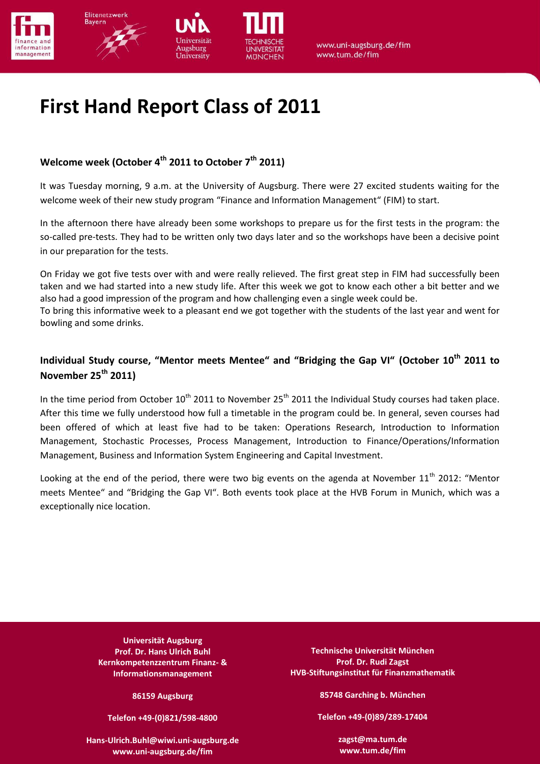# First Hand Report Class of 2011

### Welcome week (October 4th 2011 to October 7th 2011)

It was Tuesday morning, 9 a.m. at the University of Augsburg. There were 27 excited students waiting for the welcome week of their new study program "Finance and Information Management" (FIM) to start.

In the afternoon there have already been some workshops to prepare us for the first tests in the program: the so-called pre-tests. They had to be written only two days later and so the workshops have been a decisive point in our preparation for the tests.

On Friday we got five tests over with and were really relieved. The first great step in FIM had successfully been taken and we had started into a new study life. After this week we got to know each other a bit better and we also had a good impression of the program and how challenging even a single week could be.
To bring this informative week to a pleasant end we got together with the students of the last year and went for bowling and some drinks.

### Individual Study course, "Mentor meets Mentee" and "Bridging the Gap VI" (October 10th 2011 to November 25th 2011)

In the time period from October 10th 2011 to November 25th 2011 the Individual Study courses had taken place. After this time we fully understood how full a timetable in the program could be. In general, seven courses had been offered of which at least five had to be taken: Operations Research, Introduction to Information Management, Stochastic Processes, Process Management, Introduction to Finance/Operations/Information Management, Business and Information System Engineering and Capital Investment.

Looking at the end of the period, there were two big events on the agenda at November 11th 2012: "Mentor meets Mentee" and "Bridging the Gap VI". Both events took place at the HVB Forum in Munich, which was a exceptionally nice location.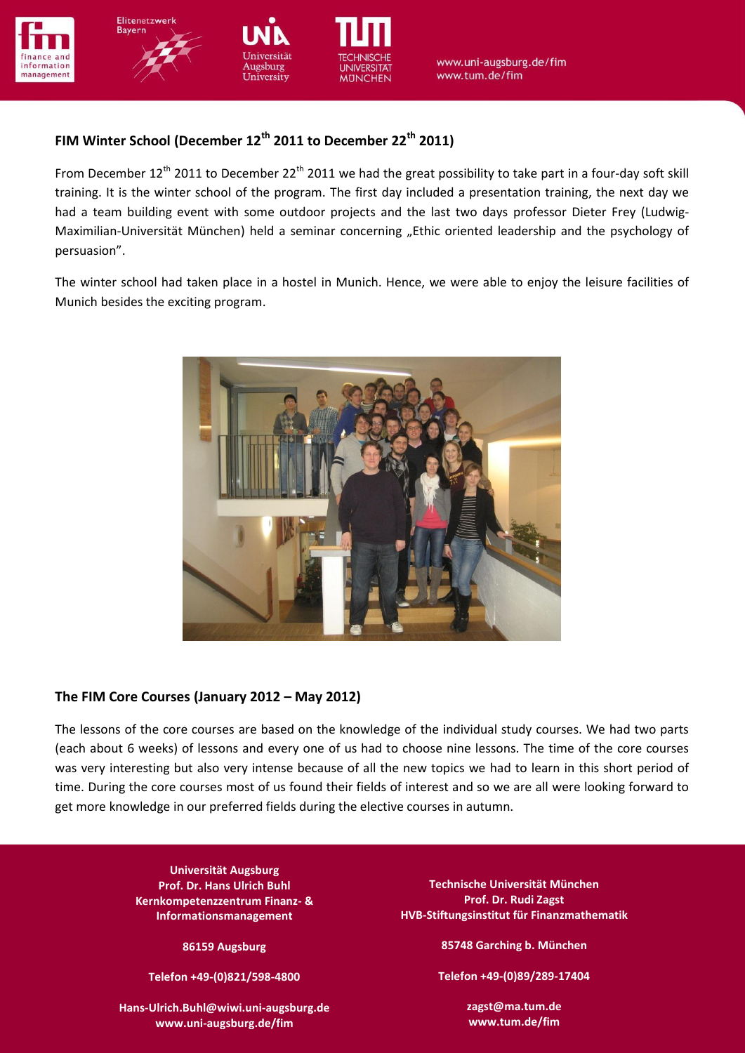## FIM Winter School (December 12th 2011 to December 22th 2011)

From December 12th 2011 to December 22th 2011 we had the great possibility to take part in a four-day soft skill training. It is the winter school of the program. The first day included a presentation training, the next day we had a team building event with some outdoor projects and the last two days professor Dieter Frey (Ludwig-Maximilian-Universität München) held a seminar concerning „Ethic oriented leadership and the psychology of persuasion".

The winter school had taken place in a hostel in Munich. Hence, we were able to enjoy the leisure facilities of Munich besides the exciting program.

## The FIM Core Courses (January 2012 – May 2012)

The lessons of the core courses are based on the knowledge of the individual study courses. We had two parts (each about 6 weeks) of lessons and every one of us had to choose nine lessons. The time of the core courses was very interesting but also very intense because of all the new topics we had to learn in this short period of time. During the core courses most of us found their fields of interest and so we are all were looking forward to get more knowledge in our preferred fields during the elective courses in autumn.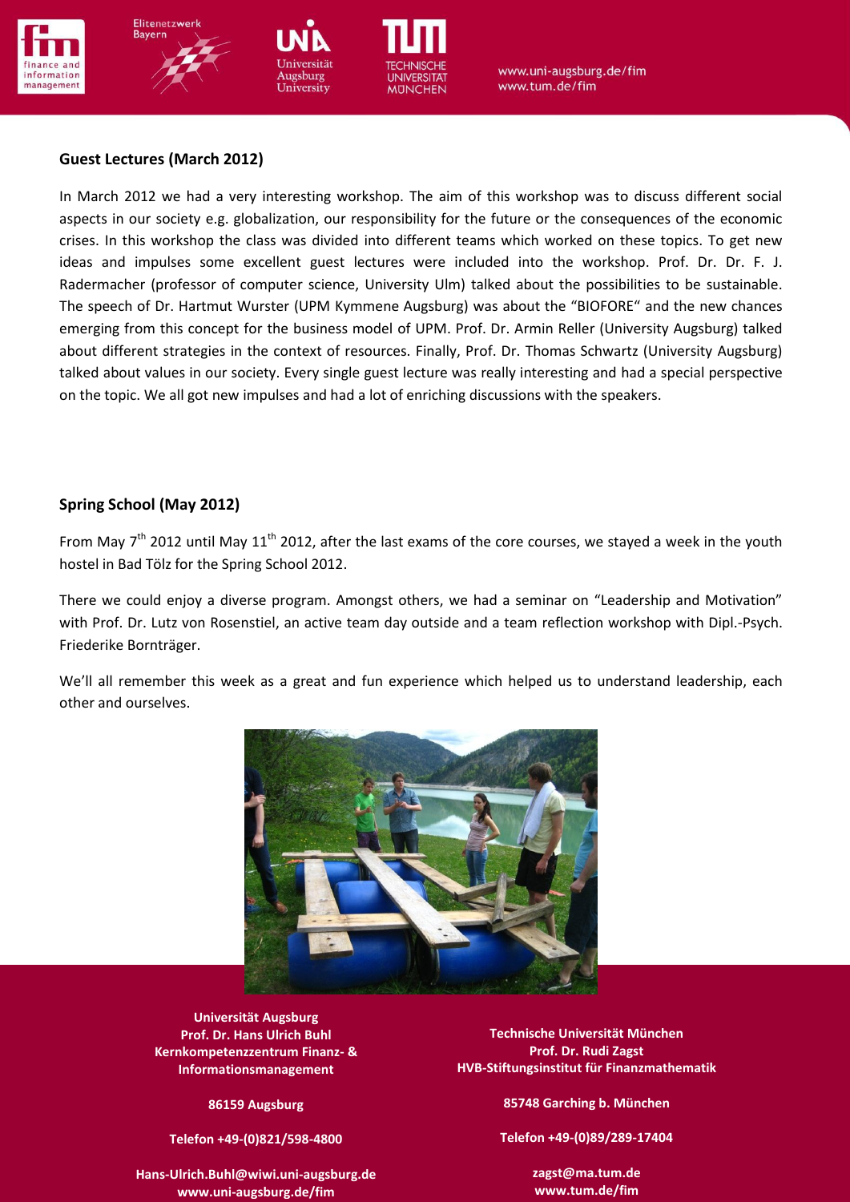## Guest Lectures (March 2012)

In March 2012 we had a very interesting workshop. The aim of this workshop was to discuss different social aspects in our society e.g. globalization, our responsibility for the future or the consequences of the economic crises. In this workshop the class was divided into different teams which worked on these topics. To get new ideas and impulses some excellent guest lectures were included into the workshop. Prof. Dr. Dr. F. J. Radermacher (professor of computer science, University Ulm) talked about the possibilities to be sustainable. The speech of Dr. Hartmut Wurster (UPM Kymmene Augsburg) was about the "BIOFORE" and the new chances emerging from this concept for the business model of UPM. Prof. Dr. Armin Reller (University Augsburg) talked about different strategies in the context of resources. Finally, Prof. Dr. Thomas Schwartz (University Augsburg) talked about values in our society. Every single guest lecture was really interesting and had a special perspective on the topic. We all got new impulses and had a lot of enriching discussions with the speakers.

## Spring School (May 2012)

From May 7th 2012 until May 11th 2012, after the last exams of the core courses, we stayed a week in the youth hostel in Bad Tölz for the Spring School 2012.

There we could enjoy a diverse program. Amongst others, we had a seminar on "Leadership and Motivation" with Prof. Dr. Lutz von Rosenstiel, an active team day outside and a team reflection workshop with Dipl.-Psych. Friederike Bornträger.

We'll all remember this week as a great and fun experience which helped us to understand leadership, each other and ourselves.

**Universität Augsburg**
**Prof. Dr. Hans Ulrich Buhl**
**Kernkompetenzzentrum Finanz- & Informationsmanagement**

**86159 Augsburg**

**Telefon +49-(0)821/598-4800**

**Hans-Ulrich.Buhl@wiwi.uni-augsburg.de**
**www.uni-augsburg.de/fim**

**Technische Universität München**
**Prof. Dr. Rudi Zagst**
**HVB-Stiftungsinstitut für Finanzmathematik**

**85748 Garching b. München**

**Telefon +49-(0)89/289-17404**

**zagst@ma.tum.de**
**www.tum.de/fim**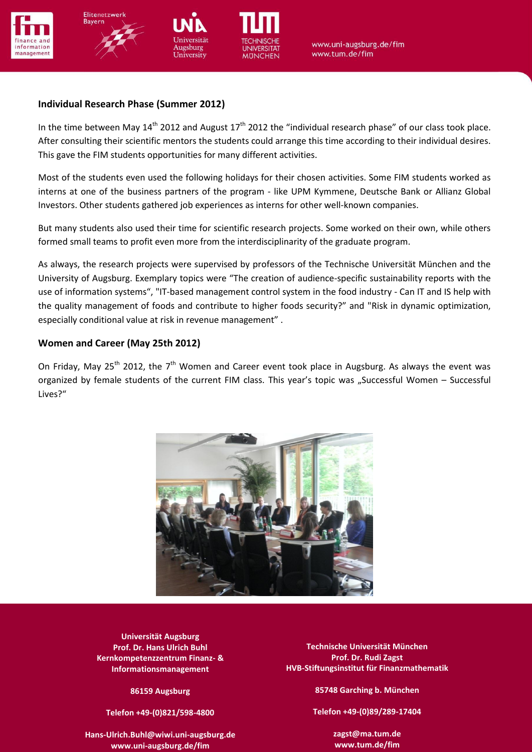### Individual Research Phase (Summer 2012)

In the time between May 14th 2012 and August 17th 2012 the "individual research phase" of our class took place. After consulting their scientific mentors the students could arrange this time according to their individual desires. This gave the FIM students opportunities for many different activities.

Most of the students even used the following holidays for their chosen activities. Some FIM students worked as interns at one of the business partners of the program - like UPM Kymmene, Deutsche Bank or Allianz Global Investors. Other students gathered job experiences as interns for other well-known companies.

But many students also used their time for scientific research projects. Some worked on their own, while others formed small teams to profit even more from the interdisciplinarity of the graduate program.

As always, the research projects were supervised by professors of the Technische Universität München and the University of Augsburg. Exemplary topics were "The creation of audience-specific sustainability reports with the use of information systems", "IT-based management control system in the food industry - Can IT and IS help with the quality management of foods and contribute to higher foods security?" and "Risk in dynamic optimization, especially conditional value at risk in revenue management" .

### Women and Career (May 25th 2012)

On Friday, May 25th 2012, the 7th Women and Career event took place in Augsburg. As always the event was organized by female students of the current FIM class. This year's topic was „Successful Women – Successful Lives?"

**Universität Augsburg**
**Prof. Dr. Hans Ulrich Buhl**
**Kernkompetenzzentrum Finanz- & Informationsmanagement**

**86159 Augsburg**

**Telefon +49-(0)821/598-4800**

**Hans-Ulrich.Buhl@wiwi.uni-augsburg.de**
**www.uni-augsburg.de/fim**

**Technische Universität München**
**Prof. Dr. Rudi Zagst**
**HVB-Stiftungsinstitut für Finanzmathematik**

**85748 Garching b. München**

**Telefon +49-(0)89/289-17404**

**zagst@ma.tum.de**
**www.tum.de/fim**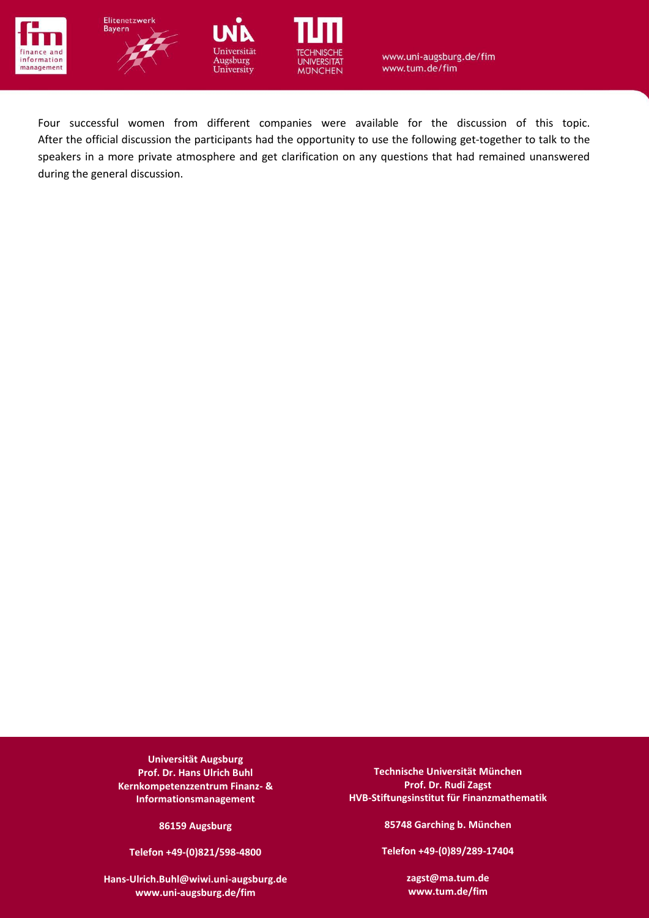Four successful women from different companies were available for the discussion of this topic. After the official discussion the participants had the opportunity to use the following get-together to talk to the speakers in a more private atmosphere and get clarification on any questions that had remained unanswered during the general discussion.